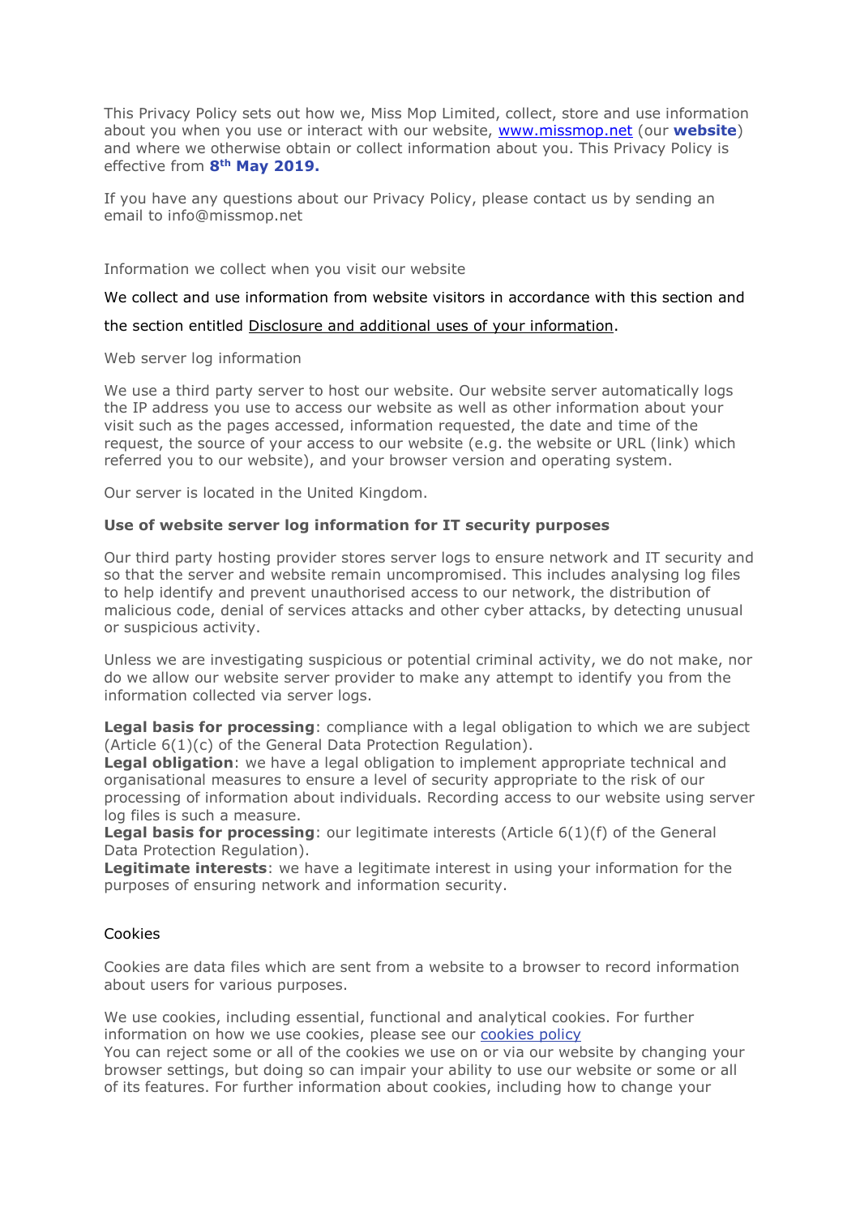This Privacy Policy sets out how we, Miss Mop Limited, collect, store and use information about you when you use or interact with our website, [www.missmop.net](http://www.missmop.net) (our **website**) and where we otherwise obtain or collect information about you. This Privacy Policy is effective from **8th May 2019.**

If you have any questions about our Privacy Policy, please contact us by sending an email to info@missmop.net

## Information we collect when you visit our website

We collect and use information from website visitors in accordance with this section and the section entitled Disclosure and additional uses of your information.

### Web server log information

We use a third party server to host our website. Our website server automatically logs the IP address you use to access our website as well as other information about your visit such as the pages accessed, information requested, the date and time of the request, the source of your access to our website (e.g. the website or URL (link) which referred you to our website), and your browser version and operating system.

Our server is located in the United Kingdom.

**Use of website server log information for IT security purposes**

Our third party hosting provider stores server logs to ensure network and IT security and so that the server and website remain uncompromised. This includes analysing log files to help identify and prevent unauthorised access to our network, the distribution of malicious code, denial of services attacks and other cyber attacks, by detecting unusual or suspicious activity.

Unless we are investigating suspicious or potential criminal activity, we do not make, nor do we allow our website server provider to make any attempt to identify you from the information collected via server logs.

**Legal basis for processing**: compliance with a legal obligation to which we are subject (Article 6(1)(c) of the General Data Protection Regulation).
**Legal obligation**: we have a legal obligation to implement appropriate technical and organisational measures to ensure a level of security appropriate to the risk of our processing of information about individuals. Recording access to our website using server log files is such a measure.
**Legal basis for processing**: our legitimate interests (Article 6(1)(f) of the General Data Protection Regulation).
**Legitimate interests**: we have a legitimate interest in using your information for the purposes of ensuring network and information security.

## Cookies

Cookies are data files which are sent from a website to a browser to record information about users for various purposes.

We use cookies, including essential, functional and analytical cookies. For further information on how we use cookies, please see our cookies policy
You can reject some or all of the cookies we use on or via our website by changing your browser settings, but doing so can impair your ability to use our website or some or all of its features. For further information about cookies, including how to change your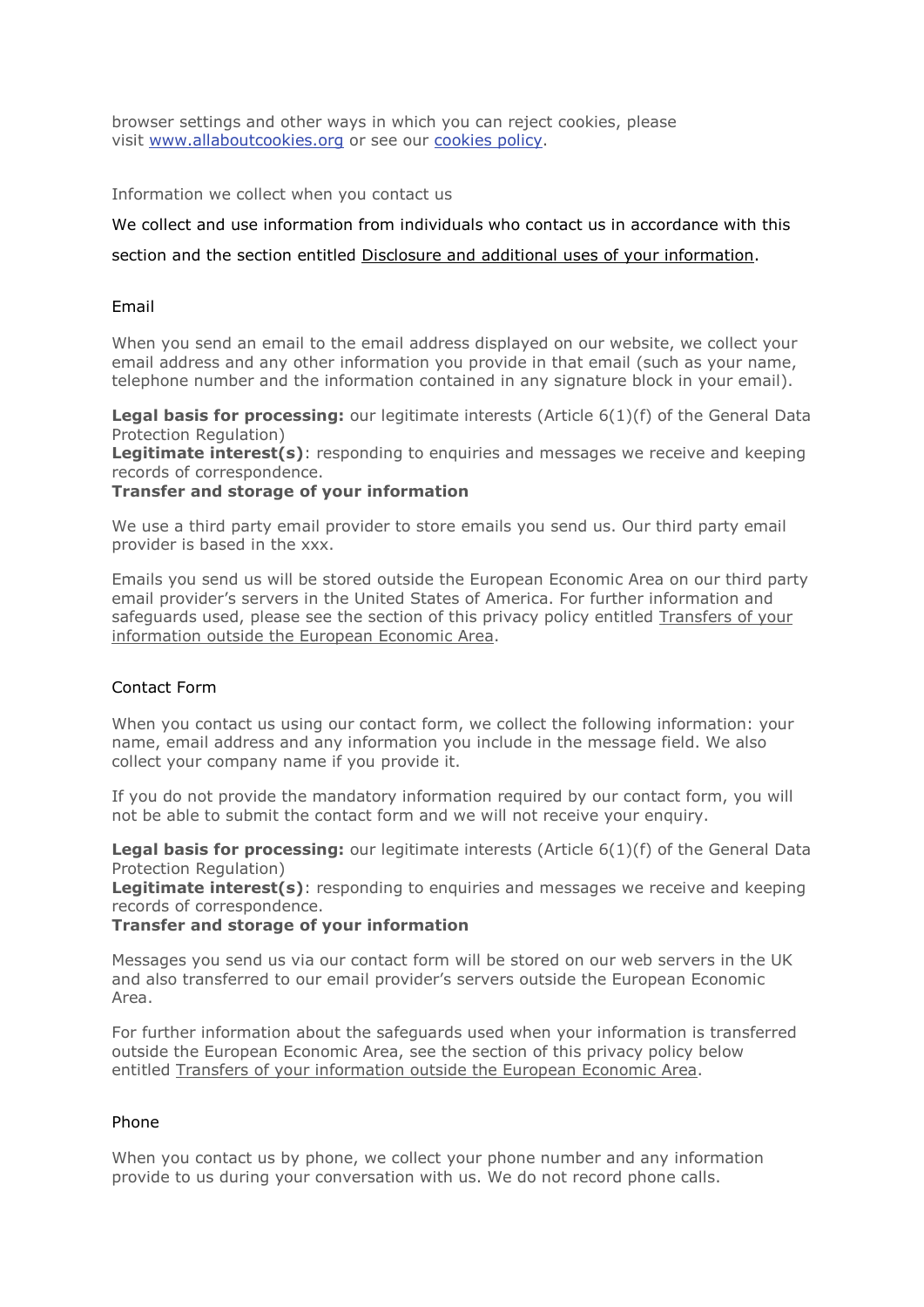browser settings and other ways in which you can reject cookies, please visit [www.allaboutcookies.org](http://www.allaboutcookies.org) or see our [cookies policy](#).

### Information we collect when you contact us

We collect and use information from individuals who contact us in accordance with this section and the section entitled Disclosure and additional uses of your information.

#### Email

When you send an email to the email address displayed on our website, we collect your email address and any other information you provide in that email (such as your name, telephone number and the information contained in any signature block in your email).

**Legal basis for processing:** our legitimate interests (Article 6(1)(f) of the General Data Protection Regulation)
**Legitimate interest(s)**: responding to enquiries and messages we receive and keeping records of correspondence.
**Transfer and storage of your information**

We use a third party email provider to store emails you send us. Our third party email provider is based in the xxx.

Emails you send us will be stored outside the European Economic Area on our third party email provider's servers in the United States of America. For further information and safeguards used, please see the section of this privacy policy entitled Transfers of your information outside the European Economic Area.

#### Contact Form

When you contact us using our contact form, we collect the following information: your name, email address and any information you include in the message field. We also collect your company name if you provide it.

If you do not provide the mandatory information required by our contact form, you will not be able to submit the contact form and we will not receive your enquiry.

**Legal basis for processing:** our legitimate interests (Article 6(1)(f) of the General Data Protection Regulation)
**Legitimate interest(s)**: responding to enquiries and messages we receive and keeping records of correspondence.
**Transfer and storage of your information**

Messages you send us via our contact form will be stored on our web servers in the UK and also transferred to our email provider's servers outside the European Economic Area.

For further information about the safeguards used when your information is transferred outside the European Economic Area, see the section of this privacy policy below entitled Transfers of your information outside the European Economic Area.

#### Phone

When you contact us by phone, we collect your phone number and any information provide to us during your conversation with us. We do not record phone calls.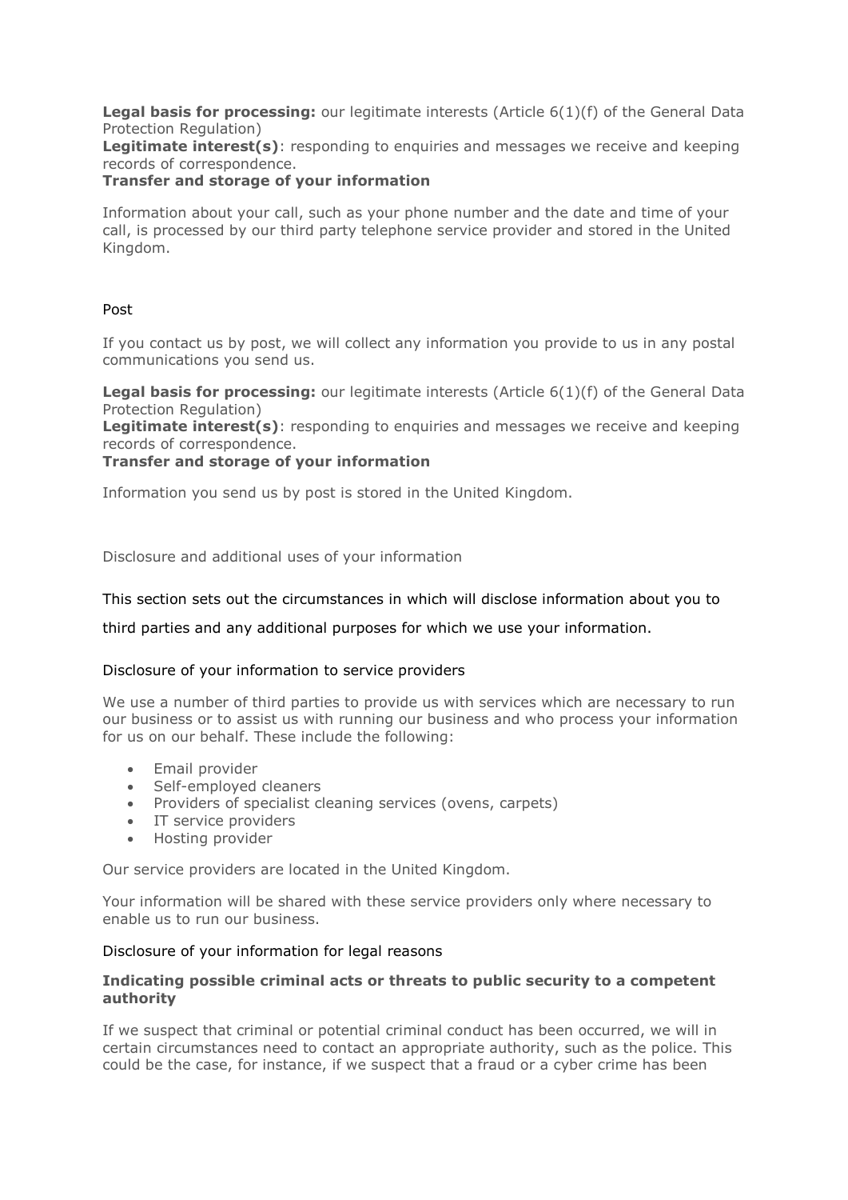**Legal basis for processing:** our legitimate interests (Article 6(1)(f) of the General Data Protection Regulation)
**Legitimate interest(s)**: responding to enquiries and messages we receive and keeping records of correspondence.
**Transfer and storage of your information**

Information about your call, such as your phone number and the date and time of your call, is processed by our third party telephone service provider and stored in the United Kingdom.

### Post

If you contact us by post, we will collect any information you provide to us in any postal communications you send us.

**Legal basis for processing:** our legitimate interests (Article 6(1)(f) of the General Data Protection Regulation)
**Legitimate interest(s)**: responding to enquiries and messages we receive and keeping records of correspondence.
**Transfer and storage of your information**

Information you send us by post is stored in the United Kingdom.

## Disclosure and additional uses of your information

This section sets out the circumstances in which will disclose information about you to third parties and any additional purposes for which we use your information.

### Disclosure of your information to service providers

We use a number of third parties to provide us with services which are necessary to run our business or to assist us with running our business and who process your information for us on our behalf. These include the following:

- Email provider
- Self-employed cleaners
- Providers of specialist cleaning services (ovens, carpets)
- IT service providers
- Hosting provider

Our service providers are located in the United Kingdom.

Your information will be shared with these service providers only where necessary to enable us to run our business.

### Disclosure of your information for legal reasons

**Indicating possible criminal acts or threats to public security to a competent authority**

If we suspect that criminal or potential criminal conduct has been occurred, we will in certain circumstances need to contact an appropriate authority, such as the police. This could be the case, for instance, if we suspect that a fraud or a cyber crime has been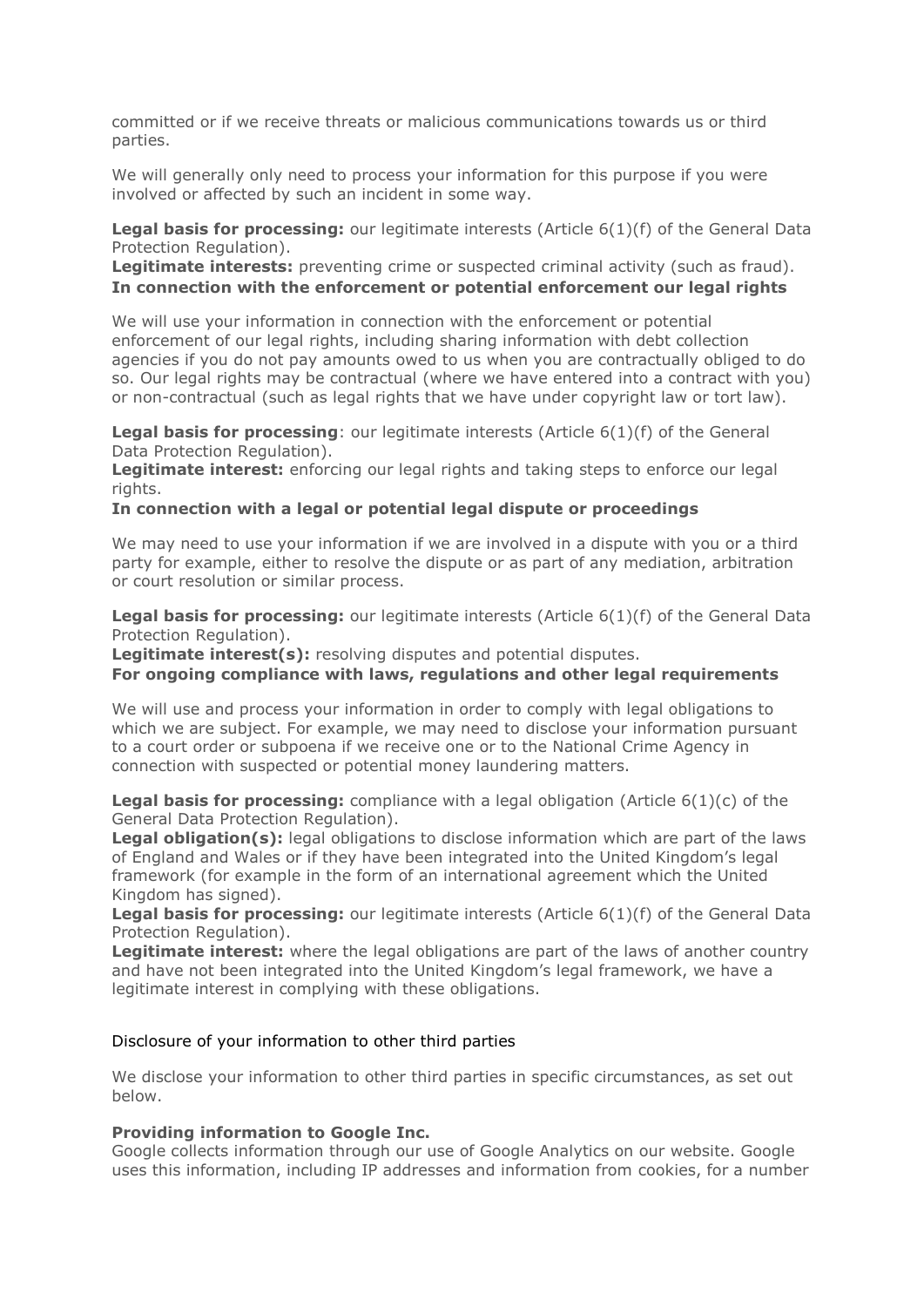committed or if we receive threats or malicious communications towards us or third parties.

We will generally only need to process your information for this purpose if you were involved or affected by such an incident in some way.

**Legal basis for processing:** our legitimate interests (Article 6(1)(f) of the General Data Protection Regulation).
**Legitimate interests:** preventing crime or suspected criminal activity (such as fraud).
**In connection with the enforcement or potential enforcement our legal rights**

We will use your information in connection with the enforcement or potential enforcement of our legal rights, including sharing information with debt collection agencies if you do not pay amounts owed to us when you are contractually obliged to do so. Our legal rights may be contractual (where we have entered into a contract with you) or non-contractual (such as legal rights that we have under copyright law or tort law).

**Legal basis for processing**: our legitimate interests (Article 6(1)(f) of the General Data Protection Regulation).
**Legitimate interest:** enforcing our legal rights and taking steps to enforce our legal rights.
**In connection with a legal or potential legal dispute or proceedings**

We may need to use your information if we are involved in a dispute with you or a third party for example, either to resolve the dispute or as part of any mediation, arbitration or court resolution or similar process.

**Legal basis for processing:** our legitimate interests (Article 6(1)(f) of the General Data Protection Regulation).
**Legitimate interest(s):** resolving disputes and potential disputes.
**For ongoing compliance with laws, regulations and other legal requirements**

We will use and process your information in order to comply with legal obligations to which we are subject. For example, we may need to disclose your information pursuant to a court order or subpoena if we receive one or to the National Crime Agency in connection with suspected or potential money laundering matters.

**Legal basis for processing:** compliance with a legal obligation (Article 6(1)(c) of the General Data Protection Regulation).
**Legal obligation(s):** legal obligations to disclose information which are part of the laws of England and Wales or if they have been integrated into the United Kingdom's legal framework (for example in the form of an international agreement which the United Kingdom has signed).
**Legal basis for processing:** our legitimate interests (Article 6(1)(f) of the General Data Protection Regulation).
**Legitimate interest:** where the legal obligations are part of the laws of another country and have not been integrated into the United Kingdom's legal framework, we have a legitimate interest in complying with these obligations.

Disclosure of your information to other third parties

We disclose your information to other third parties in specific circumstances, as set out below.

**Providing information to Google Inc.**
Google collects information through our use of Google Analytics on our website. Google uses this information, including IP addresses and information from cookies, for a number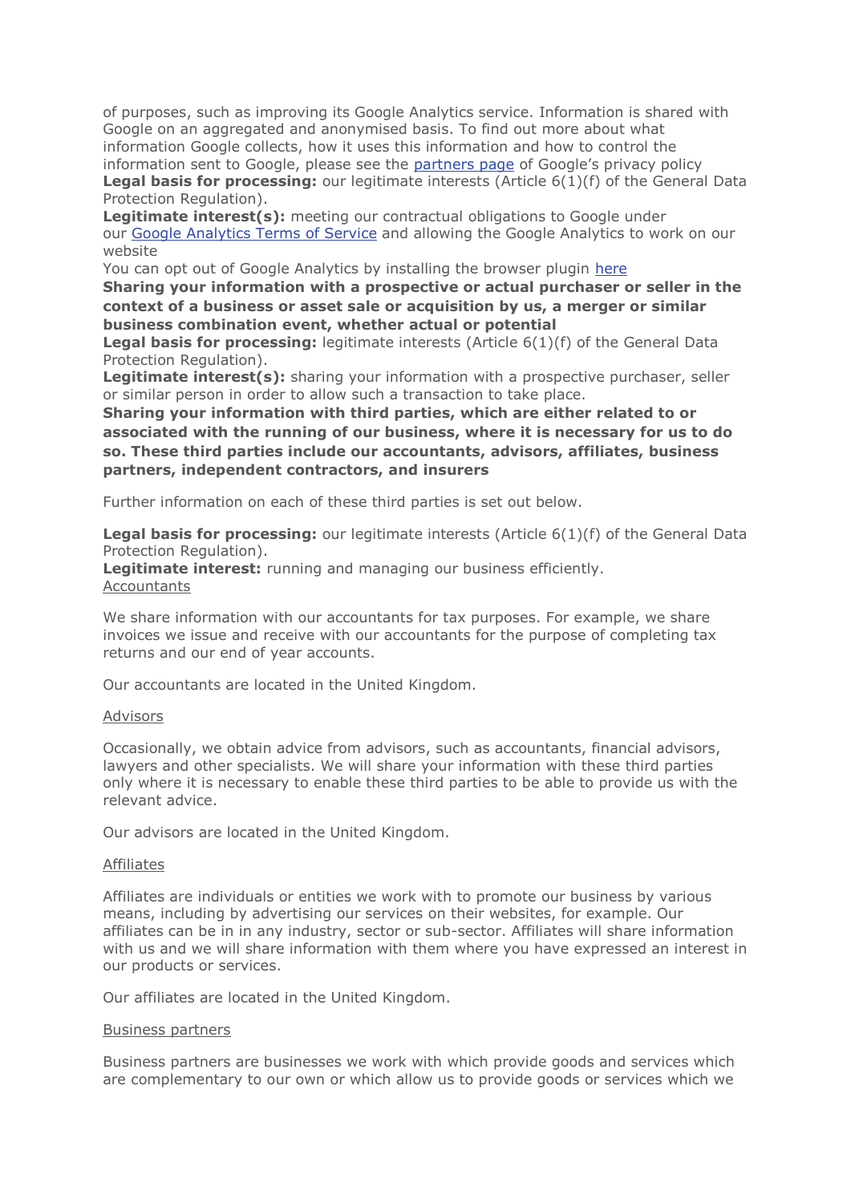of purposes, such as improving its Google Analytics service. Information is shared with Google on an aggregated and anonymised basis. To find out more about what information Google collects, how it uses this information and how to control the information sent to Google, please see the [partners page] of Google's privacy policy

**Legal basis for processing:** our legitimate interests (Article 6(1)(f) of the General Data Protection Regulation).

**Legitimate interest(s):** meeting our contractual obligations to Google under our [Google Analytics Terms of Service] and allowing the Google Analytics to work on our website

You can opt out of Google Analytics by installing the browser plugin [here]

**Sharing your information with a prospective or actual purchaser or seller in the context of a business or asset sale or acquisition by us, a merger or similar business combination event, whether actual or potential**

**Legal basis for processing:** legitimate interests (Article 6(1)(f) of the General Data Protection Regulation).

**Legitimate interest(s):** sharing your information with a prospective purchaser, seller or similar person in order to allow such a transaction to take place.

**Sharing your information with third parties, which are either related to or associated with the running of our business, where it is necessary for us to do so. These third parties include our accountants, advisors, affiliates, business partners, independent contractors, and insurers**

Further information on each of these third parties is set out below.

**Legal basis for processing:** our legitimate interests (Article 6(1)(f) of the General Data Protection Regulation).

**Legitimate interest:** running and managing our business efficiently.

Accountants

We share information with our accountants for tax purposes. For example, we share invoices we issue and receive with our accountants for the purpose of completing tax returns and our end of year accounts.

Our accountants are located in the United Kingdom.

Advisors

Occasionally, we obtain advice from advisors, such as accountants, financial advisors, lawyers and other specialists. We will share your information with these third parties only where it is necessary to enable these third parties to be able to provide us with the relevant advice.

Our advisors are located in the United Kingdom.

Affiliates

Affiliates are individuals or entities we work with to promote our business by various means, including by advertising our services on their websites, for example. Our affiliates can be in in any industry, sector or sub-sector. Affiliates will share information with us and we will share information with them where you have expressed an interest in our products or services.

Our affiliates are located in the United Kingdom.

Business partners

Business partners are businesses we work with which provide goods and services which are complementary to our own or which allow us to provide goods or services which we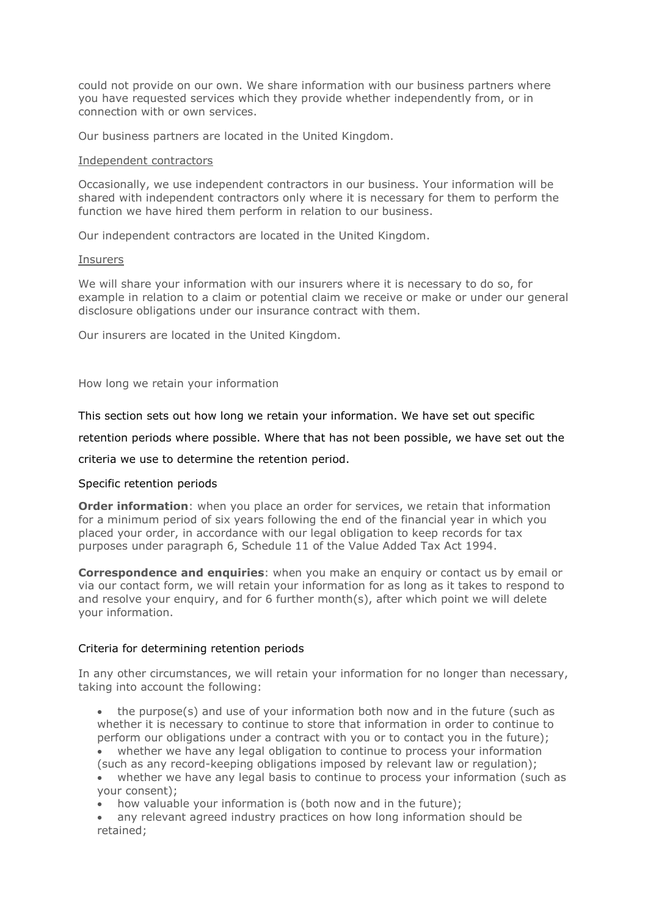could not provide on our own. We share information with our business partners where you have requested services which they provide whether independently from, or in connection with or own services.

Our business partners are located in the United Kingdom.

Independent contractors

Occasionally, we use independent contractors in our business. Your information will be shared with independent contractors only where it is necessary for them to perform the function we have hired them perform in relation to our business.

Our independent contractors are located in the United Kingdom.

Insurers

We will share your information with our insurers where it is necessary to do so, for example in relation to a claim or potential claim we receive or make or under our general disclosure obligations under our insurance contract with them.

Our insurers are located in the United Kingdom.

## How long we retain your information

This section sets out how long we retain your information. We have set out specific retention periods where possible. Where that has not been possible, we have set out the criteria we use to determine the retention period.

### Specific retention periods

**Order information**: when you place an order for services, we retain that information for a minimum period of six years following the end of the financial year in which you placed your order, in accordance with our legal obligation to keep records for tax purposes under paragraph 6, Schedule 11 of the Value Added Tax Act 1994.

**Correspondence and enquiries**: when you make an enquiry or contact us by email or via our contact form, we will retain your information for as long as it takes to respond to and resolve your enquiry, and for 6 further month(s), after which point we will delete your information.

### Criteria for determining retention periods

In any other circumstances, we will retain your information for no longer than necessary, taking into account the following:

- the purpose(s) and use of your information both now and in the future (such as whether it is necessary to continue to store that information in order to continue to perform our obligations under a contract with you or to contact you in the future);
- whether we have any legal obligation to continue to process your information (such as any record-keeping obligations imposed by relevant law or regulation);
- whether we have any legal basis to continue to process your information (such as your consent);
- how valuable your information is (both now and in the future);
- any relevant agreed industry practices on how long information should be retained;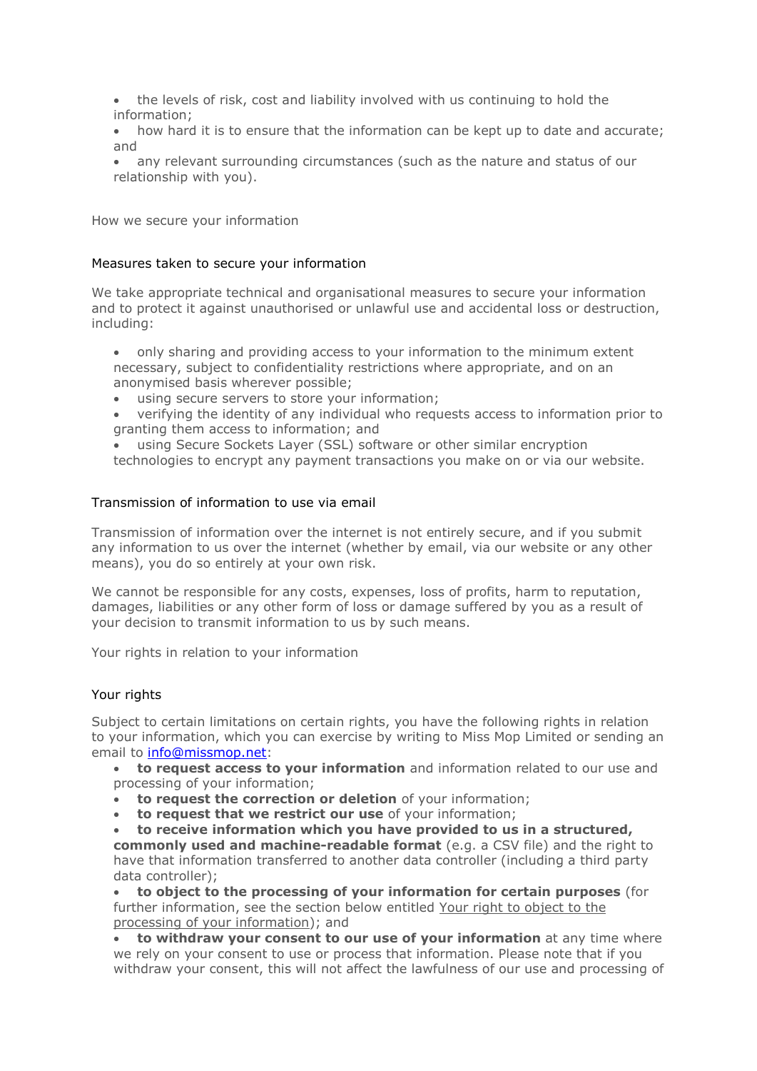- the levels of risk, cost and liability involved with us continuing to hold the information;
- how hard it is to ensure that the information can be kept up to date and accurate; and
- any relevant surrounding circumstances (such as the nature and status of our relationship with you).

## How we secure your information

### Measures taken to secure your information

We take appropriate technical and organisational measures to secure your information and to protect it against unauthorised or unlawful use and accidental loss or destruction, including:

- only sharing and providing access to your information to the minimum extent necessary, subject to confidentiality restrictions where appropriate, and on an anonymised basis wherever possible;
- using secure servers to store your information;
- verifying the identity of any individual who requests access to information prior to granting them access to information; and
- using Secure Sockets Layer (SSL) software or other similar encryption technologies to encrypt any payment transactions you make on or via our website.

### Transmission of information to use via email

Transmission of information over the internet is not entirely secure, and if you submit any information to us over the internet (whether by email, via our website or any other means), you do so entirely at your own risk.

We cannot be responsible for any costs, expenses, loss of profits, harm to reputation, damages, liabilities or any other form of loss or damage suffered by you as a result of your decision to transmit information to us by such means.

## Your rights in relation to your information

### Your rights

Subject to certain limitations on certain rights, you have the following rights in relation to your information, which you can exercise by writing to Miss Mop Limited or sending an email to [info@missmop.net](mailto:info@missmop.net):

- **to request access to your information** and information related to our use and processing of your information;
- **to request the correction or deletion** of your information;
- **to request that we restrict our use** of your information;
- **to receive information which you have provided to us in a structured, commonly used and machine-readable format** (e.g. a CSV file) and the right to have that information transferred to another data controller (including a third party data controller);
- **to object to the processing of your information for certain purposes** (for further information, see the section below entitled Your right to object to the processing of your information); and
- **to withdraw your consent to our use of your information** at any time where we rely on your consent to use or process that information. Please note that if you withdraw your consent, this will not affect the lawfulness of our use and processing of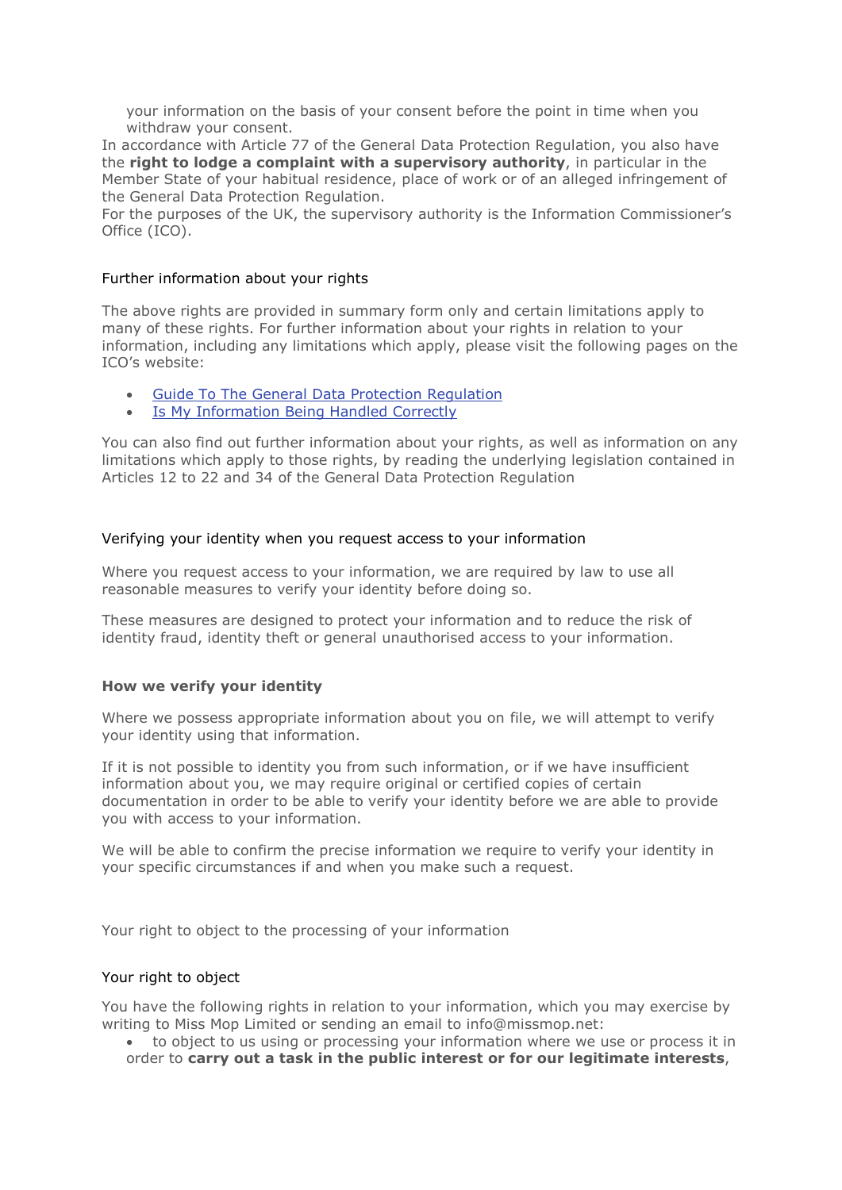your information on the basis of your consent before the point in time when you withdraw your consent.

In accordance with Article 77 of the General Data Protection Regulation, you also have the **right to lodge a complaint with a supervisory authority**, in particular in the Member State of your habitual residence, place of work or of an alleged infringement of the General Data Protection Regulation.

For the purposes of the UK, the supervisory authority is the Information Commissioner's Office (ICO).

### Further information about your rights

The above rights are provided in summary form only and certain limitations apply to many of these rights. For further information about your rights in relation to your information, including any limitations which apply, please visit the following pages on the ICO's website:

- Guide To The General Data Protection Regulation
- Is My Information Being Handled Correctly

You can also find out further information about your rights, as well as information on any limitations which apply to those rights, by reading the underlying legislation contained in Articles 12 to 22 and 34 of the General Data Protection Regulation

### Verifying your identity when you request access to your information

Where you request access to your information, we are required by law to use all reasonable measures to verify your identity before doing so.

These measures are designed to protect your information and to reduce the risk of identity fraud, identity theft or general unauthorised access to your information.

#### How we verify your identity

Where we possess appropriate information about you on file, we will attempt to verify your identity using that information.

If it is not possible to identity you from such information, or if we have insufficient information about you, we may require original or certified copies of certain documentation in order to be able to verify your identity before we are able to provide you with access to your information.

We will be able to confirm the precise information we require to verify your identity in your specific circumstances if and when you make such a request.

## Your right to object to the processing of your information

### Your right to object

You have the following rights in relation to your information, which you may exercise by writing to Miss Mop Limited or sending an email to info@missmop.net:

- to object to us using or processing your information where we use or process it in order to **carry out a task in the public interest or for our legitimate interests**,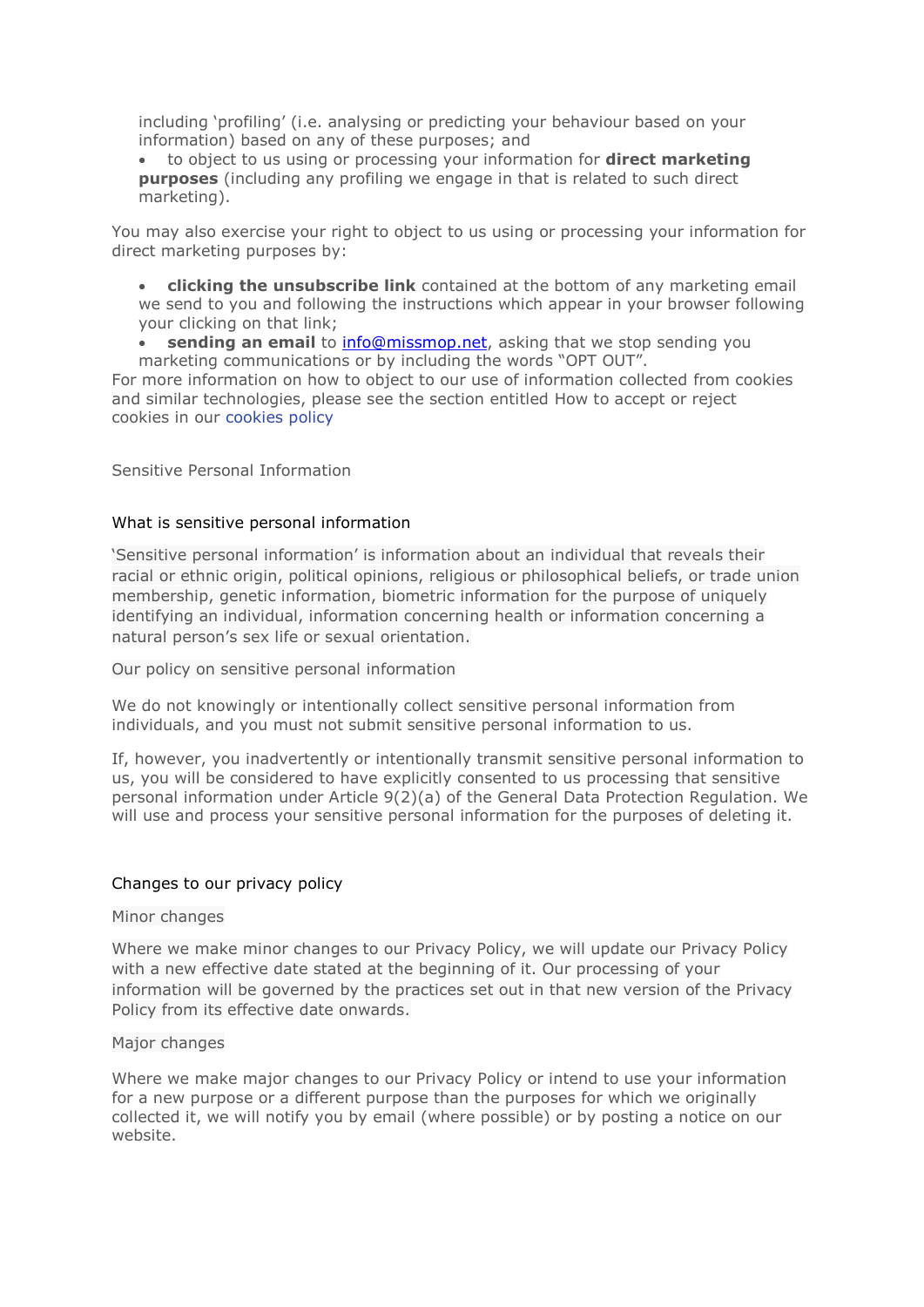including 'profiling' (i.e. analysing or predicting your behaviour based on your information) based on any of these purposes; and

- to object to us using or processing your information for **direct marketing purposes** (including any profiling we engage in that is related to such direct marketing).

You may also exercise your right to object to us using or processing your information for direct marketing purposes by:

- **clicking the unsubscribe link** contained at the bottom of any marketing email we send to you and following the instructions which appear in your browser following your clicking on that link;
- **sending an email** to [info@missmop.net](mailto:info@missmop.net), asking that we stop sending you marketing communications or by including the words "OPT OUT".

For more information on how to object to our use of information collected from cookies and similar technologies, please see the section entitled How to accept or reject cookies in our cookies policy

## Sensitive Personal Information

### What is sensitive personal information

'Sensitive personal information' is information about an individual that reveals their racial or ethnic origin, political opinions, religious or philosophical beliefs, or trade union membership, genetic information, biometric information for the purpose of uniquely identifying an individual, information concerning health or information concerning a natural person's sex life or sexual orientation.

### Our policy on sensitive personal information

We do not knowingly or intentionally collect sensitive personal information from individuals, and you must not submit sensitive personal information to us.

If, however, you inadvertently or intentionally transmit sensitive personal information to us, you will be considered to have explicitly consented to us processing that sensitive personal information under Article 9(2)(a) of the General Data Protection Regulation. We will use and process your sensitive personal information for the purposes of deleting it.

## Changes to our privacy policy

### Minor changes

Where we make minor changes to our Privacy Policy, we will update our Privacy Policy with a new effective date stated at the beginning of it. Our processing of your information will be governed by the practices set out in that new version of the Privacy Policy from its effective date onwards.

### Major changes

Where we make major changes to our Privacy Policy or intend to use your information for a new purpose or a different purpose than the purposes for which we originally collected it, we will notify you by email (where possible) or by posting a notice on our website.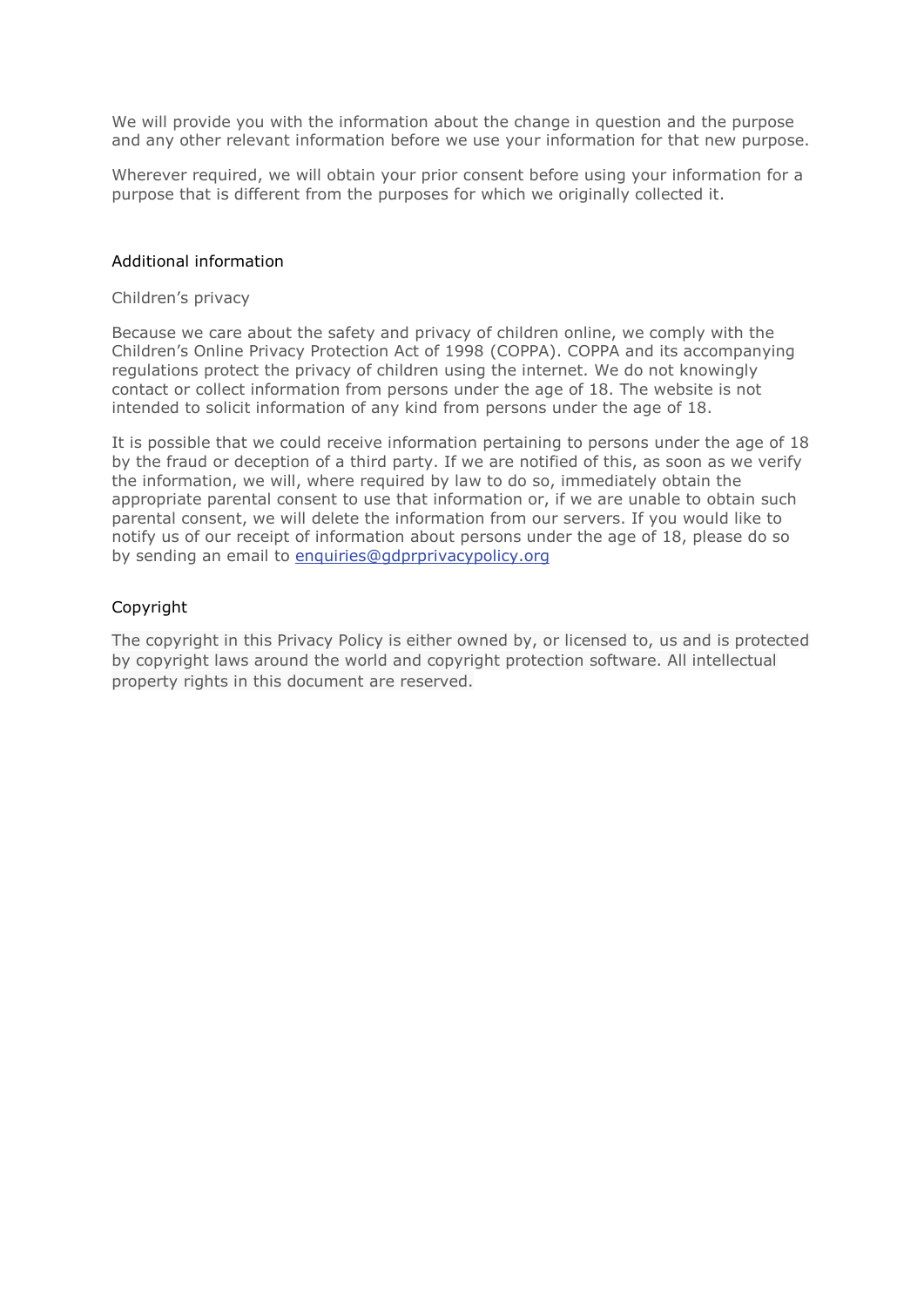We will provide you with the information about the change in question and the purpose and any other relevant information before we use your information for that new purpose.

Wherever required, we will obtain your prior consent before using your information for a purpose that is different from the purposes for which we originally collected it.

## Additional information

### Children's privacy

Because we care about the safety and privacy of children online, we comply with the Children's Online Privacy Protection Act of 1998 (COPPA). COPPA and its accompanying regulations protect the privacy of children using the internet. We do not knowingly contact or collect information from persons under the age of 18. The website is not intended to solicit information of any kind from persons under the age of 18.

It is possible that we could receive information pertaining to persons under the age of 18 by the fraud or deception of a third party. If we are notified of this, as soon as we verify the information, we will, where required by law to do so, immediately obtain the appropriate parental consent to use that information or, if we are unable to obtain such parental consent, we will delete the information from our servers. If you would like to notify us of our receipt of information about persons under the age of 18, please do so by sending an email to enquiries@gdprprivacypolicy.org

## Copyright

The copyright in this Privacy Policy is either owned by, or licensed to, us and is protected by copyright laws around the world and copyright protection software. All intellectual property rights in this document are reserved.